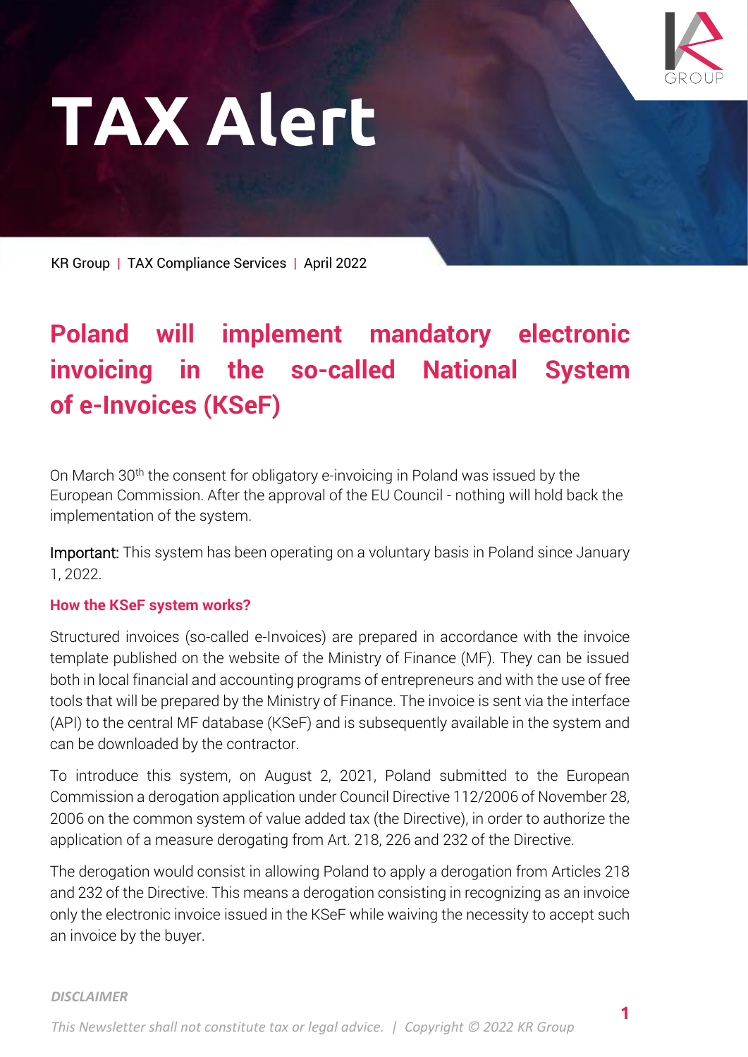# TAX Alert

KR Group | TAX Compliance Services | April 2022

## Poland will implement mandatory electronic invoicing in the so-called National System of e-Invoices (KSeF)

On March 30th the consent for obligatory e-invoicing in Poland was issued by the European Commission. After the approval of the EU Council - nothing will hold back the implementation of the system.

Important: This system has been operating on a voluntary basis in Poland since January 1, 2022.

### How the KSeF system works?

Structured invoices (so-called e-Invoices) are prepared in accordance with the invoice template published on the website of the Ministry of Finance (MF). They can be issued both in local financial and accounting programs of entrepreneurs and with the use of free tools that will be prepared by the Ministry of Finance. The invoice is sent via the interface (API) to the central MF database (KSeF) and is subsequently available in the system and can be downloaded by the contractor.

To introduce this system, on August 2, 2021, Poland submitted to the European Commission a derogation application under Council Directive 112/2006 of November 28, 2006 on the common system of value added tax (the Directive), in order to authorize the application of a measure derogating from Art. 218, 226 and 232 of the Directive.

The derogation would consist in allowing Poland to apply a derogation from Articles 218 and 232 of the Directive. This means a derogation consisting in recognizing as an invoice only the electronic invoice issued in the KSeF while waiving the necessity to accept such an invoice by the buyer.

*DISCLAIMER*

*This Newsletter shall not constitute tax or legal advice. | Copyright © 2022 KR Group*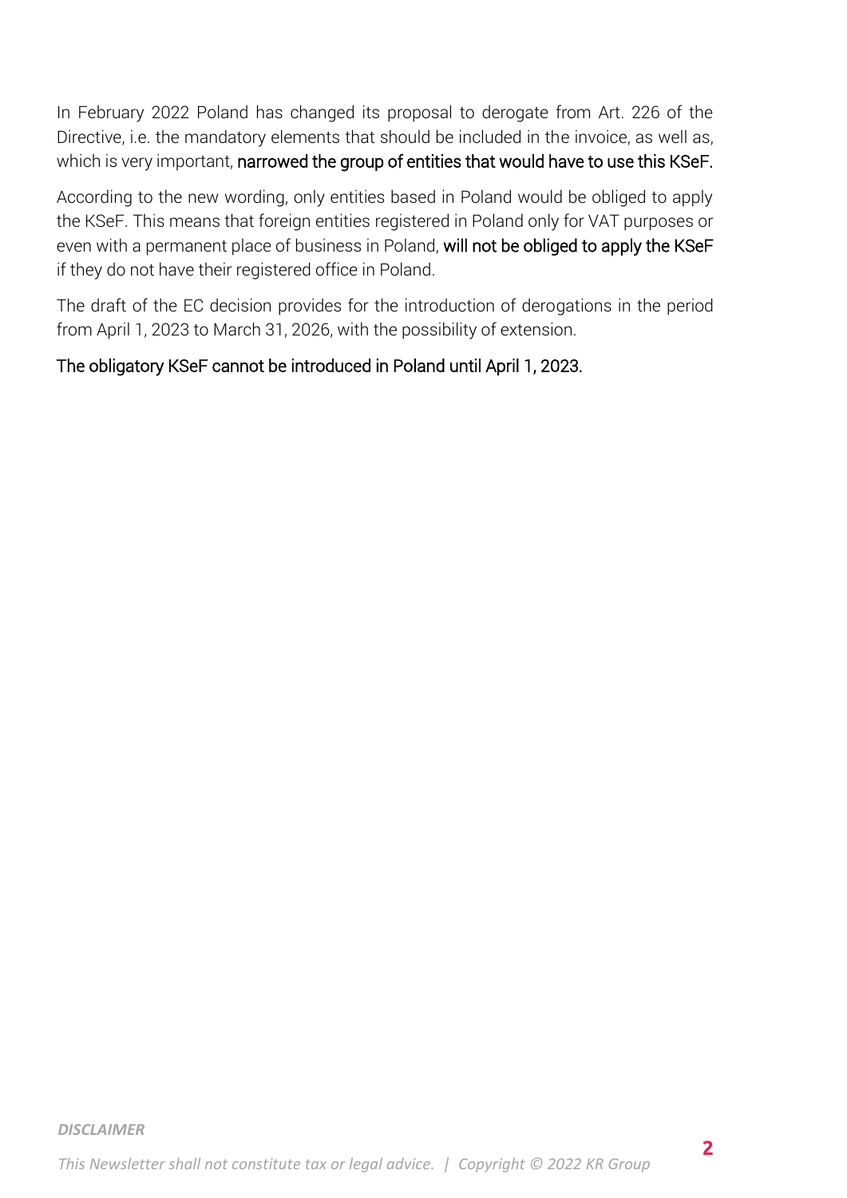In February 2022 Poland has changed its proposal to derogate from Art. 226 of the Directive, i.e. the mandatory elements that should be included in the invoice, as well as, which is very important, **narrowed the group of entities that would have to use this KSeF.**

According to the new wording, only entities based in Poland would be obliged to apply the KSeF. This means that foreign entities registered in Poland only for VAT purposes or even with a permanent place of business in Poland, **will not be obliged to apply the KSeF** if they do not have their registered office in Poland.

The draft of the EC decision provides for the introduction of derogations in the period from April 1, 2023 to March 31, 2026, with the possibility of extension.

**The obligatory KSeF cannot be introduced in Poland until April 1, 2023.**

***DISCLAIMER***

*This Newsletter shall not constitute tax or legal advice. | Copyright © 2022 KR Group*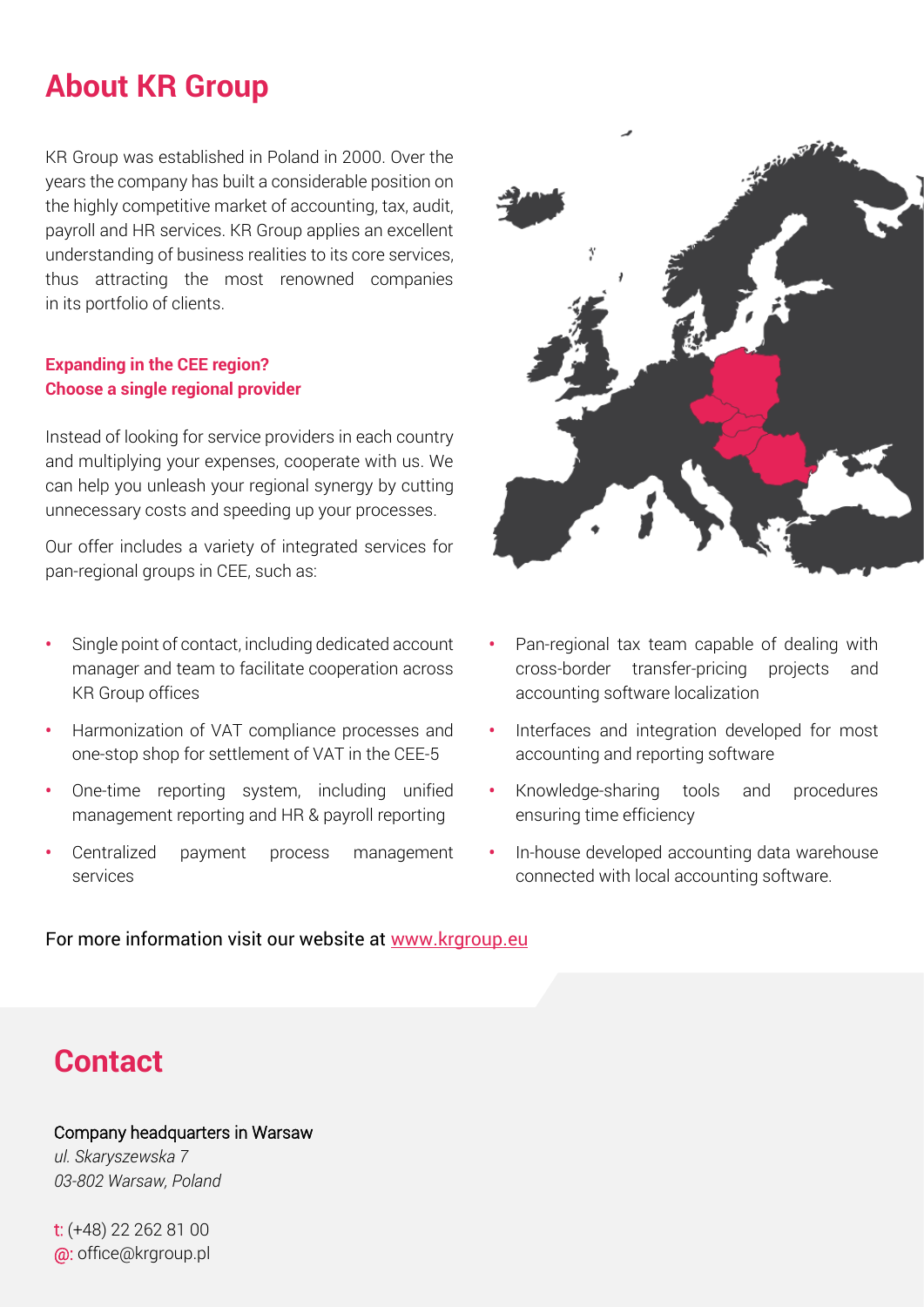# About KR Group

KR Group was established in Poland in 2000. Over the years the company has built a considerable position on the highly competitive market of accounting, tax, audit, payroll and HR services. KR Group applies an excellent understanding of business realities to its core services, thus attracting the most renowned companies in its portfolio of clients.

**Expanding in the CEE region?**
**Choose a single regional provider**

Instead of looking for service providers in each country and multiplying your expenses, cooperate with us. We can help you unleash your regional synergy by cutting unnecessary costs and speeding up your processes.

Our offer includes a variety of integrated services for pan-regional groups in CEE, such as:

- Single point of contact, including dedicated account manager and team to facilitate cooperation across KR Group offices
- Harmonization of VAT compliance processes and one-stop shop for settlement of VAT in the CEE-5
- One-time reporting system, including unified management reporting and HR & payroll reporting
- Centralized payment process management services
- Pan-regional tax team capable of dealing with cross-border transfer-pricing projects and accounting software localization
- Interfaces and integration developed for most accounting and reporting software
- Knowledge-sharing tools and procedures ensuring time efficiency
- In-house developed accounting data warehouse connected with local accounting software.

For more information visit our website at www.krgroup.eu

# Contact

Company headquarters in Warsaw
*ul. Skaryszewska 7*
*03-802 Warsaw, Poland*

t: (+48) 22 262 81 00
@: office@krgroup.pl